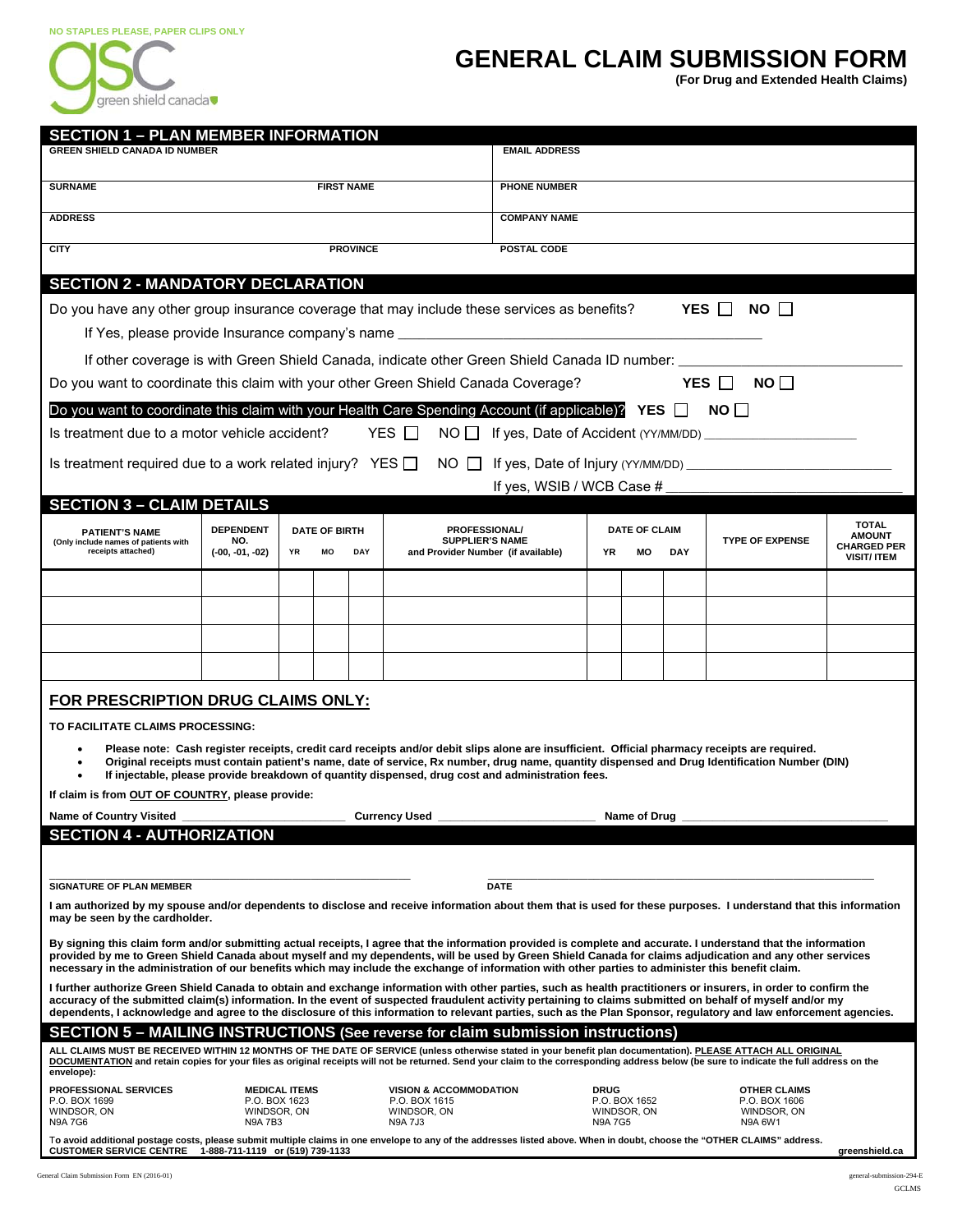NO STAPLES PLEASE, PAPER CLIPS ONLY

green shield canada

# GENERAL CLAIM SUBMISSION FORM

**(For Drug and Extended Health Claims)**

## SECTION 1 – PLAN MEMBER INFORMATION

| GREEN SHIELD CANADA ID NUMBER | | EMAIL ADDRESS |
|---|---|---|
| SURNAME | FIRST NAME | PHONE NUMBER |
| ADDRESS | | COMPANY NAME |
| CITY | PROVINCE | POSTAL CODE |

## SECTION 2 - MANDATORY DECLARATION

Do you have any other group insurance coverage that may include these services as benefits? YES ☐ NO ☐

If Yes, please provide Insurance company's name ______________________________

If other coverage is with Green Shield Canada, indicate other Green Shield Canada ID number: ______________________________

Do you want to coordinate this claim with your other Green Shield Canada Coverage? YES ☐ NO ☐

Do you want to coordinate this claim with your Health Care Spending Account (if applicable)? YES ☐ NO ☐

Is treatment due to a motor vehicle accident? YES ☐ NO ☐ If yes, Date of Accident (YY/MM/DD) ______________________________

Is treatment required due to a work related injury? YES ☐ NO ☐ If yes, Date of Injury (YY/MM/DD) ______________________________

If yes, WSIB / WCB Case # ______________________________

## SECTION 3 – CLAIM DETAILS

| PATIENT'S NAME (Only include names of patients with receipts attached) | DEPENDENT NO. (-00, -01, -02) | DATE OF BIRTH YR | MO | DAY | PROFESSIONAL/ SUPPLIER'S NAME and Provider Number (if available) | DATE OF CLAIM YR | MO | DAY | TYPE OF EXPENSE | TOTAL AMOUNT CHARGED PER VISIT/ ITEM |
|---|---|---|---|---|---|---|---|---|---|---|
| | | | | | | | | | | |
| | | | | | | | | | | |
| | | | | | | | | | | |
| | | | | | | | | | | |

## FOR PRESCRIPTION DRUG CLAIMS ONLY:

**TO FACILITATE CLAIMS PROCESSING:**

- **Please note: Cash register receipts, credit card receipts and/or debit slips alone are insufficient. Official pharmacy receipts are required.**
- **Original receipts must contain patient's name, date of service, Rx number, drug name, quantity dispensed and Drug Identification Number (DIN)**
- **If injectable, please provide breakdown of quantity dispensed, drug cost and administration fees.**

**If claim is from OUT OF COUNTRY, please provide:**

**Name of Country Visited** ______________________ **Currency Used** ______________________ **Name of Drug** ______________________

## SECTION 4 - AUTHORIZATION

______________________________ ______________________________

**SIGNATURE OF PLAN MEMBER** **DATE**

**I am authorized by my spouse and/or dependents to disclose and receive information about them that is used for these purposes. I understand that this information may be seen by the cardholder.**

**By signing this claim form and/or submitting actual receipts, I agree that the information provided is complete and accurate. I understand that the information provided by me to Green Shield Canada about myself and my dependents, will be used by Green Shield Canada for claims adjudication and any other services necessary in the administration of our benefits which may include the exchange of information with other parties to administer this benefit claim.**

**I further authorize Green Shield Canada to obtain and exchange information with other parties, such as health practitioners or insurers, in order to confirm the accuracy of the submitted claim(s) information. In the event of suspected fraudulent activity pertaining to claims submitted on behalf of myself and/or my dependents, I acknowledge and agree to the disclosure of this information to relevant parties, such as the Plan Sponsor, regulatory and law enforcement agencies.**

## SECTION 5 – MAILING INSTRUCTIONS (See reverse for claim submission instructions)

**ALL CLAIMS MUST BE RECEIVED WITHIN 12 MONTHS OF THE DATE OF SERVICE (unless otherwise stated in your benefit plan documentation). PLEASE ATTACH ALL ORIGINAL DOCUMENTATION and retain copies for your files as original receipts will not be returned. Send your claim to the corresponding address below (be sure to indicate the full address on the envelope):**

| PROFESSIONAL SERVICES | MEDICAL ITEMS | VISION & ACCOMMODATION | DRUG | OTHER CLAIMS |
|---|---|---|---|---|
| P.O. BOX 1699 | P.O. BOX 1623 | P.O. BOX 1615 | P.O. BOX 1652 | P.O. BOX 1606 |
| WINDSOR, ON | WINDSOR, ON | WINDSOR, ON | WINDSOR, ON | WINDSOR, ON |
| N9A 7G6 | N9A 7B3 | N9A 7J3 | N9A 7G5 | N9A 6W1 |

**To avoid additional postage costs, please submit multiple claims in one envelope to any of the addresses listed above. When in doubt, choose the "OTHER CLAIMS" address.**

**CUSTOMER SERVICE CENTRE 1-888-711-1119 or (519) 739-1133** **greenshield.ca**

General Claim Submission Form EN (2016-01) general-submission-294-E GCLMS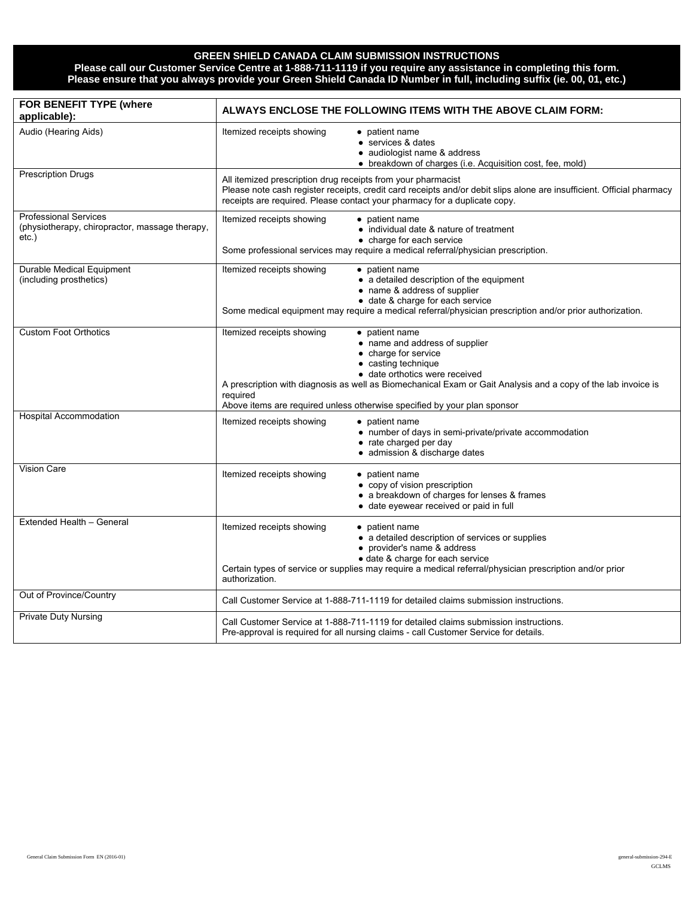**GREEN SHIELD CANADA CLAIM SUBMISSION INSTRUCTIONS**
**Please call our Customer Service Centre at 1-888-711-1119 if you require any assistance in completing this form.**
**Please ensure that you always provide your Green Shield Canada ID Number in full, including suffix (ie. 00, 01, etc.)**

| FOR BENEFIT TYPE (where applicable): | ALWAYS ENCLOSE THE FOLLOWING ITEMS WITH THE ABOVE CLAIM FORM: |
|---|---|
| Audio (Hearing Aids) | Itemized receipts showing • patient name • services & dates • audiologist name & address • breakdown of charges (i.e. Acquisition cost, fee, mold) |
| Prescription Drugs | All itemized prescription drug receipts from your pharmacist<br>Please note cash register receipts, credit card receipts and/or debit slips alone are insufficient. Official pharmacy receipts are required. Please contact your pharmacy for a duplicate copy. |
| Professional Services (physiotherapy, chiropractor, massage therapy, etc.) | Itemized receipts showing • patient name • individual date & nature of treatment • charge for each service<br>Some professional services may require a medical referral/physician prescription. |
| Durable Medical Equipment (including prosthetics) | Itemized receipts showing • patient name • a detailed description of the equipment • name & address of supplier • date & charge for each service<br>Some medical equipment may require a medical referral/physician prescription and/or prior authorization. |
| Custom Foot Orthotics | Itemized receipts showing • patient name • name and address of supplier • charge for service • casting technique • date orthotics were received<br>A prescription with diagnosis as well as Biomechanical Exam or Gait Analysis and a copy of the lab invoice is required<br>Above items are required unless otherwise specified by your plan sponsor |
| Hospital Accommodation | Itemized receipts showing • patient name • number of days in semi-private/private accommodation • rate charged per day • admission & discharge dates |
| Vision Care | Itemized receipts showing • patient name • copy of vision prescription • a breakdown of charges for lenses & frames • date eyewear received or paid in full |
| Extended Health – General | Itemized receipts showing • patient name • a detailed description of services or supplies • provider's name & address • date & charge for each service<br>Certain types of service or supplies may require a medical referral/physician prescription and/or prior authorization. |
| Out of Province/Country | Call Customer Service at 1-888-711-1119 for detailed claims submission instructions. |
| Private Duty Nursing | Call Customer Service at 1-888-711-1119 for detailed claims submission instructions.<br>Pre-approval is required for all nursing claims - call Customer Service for details. |

General Claim Submission Form EN (2016-01)

general-submission-294-E
GCLMS